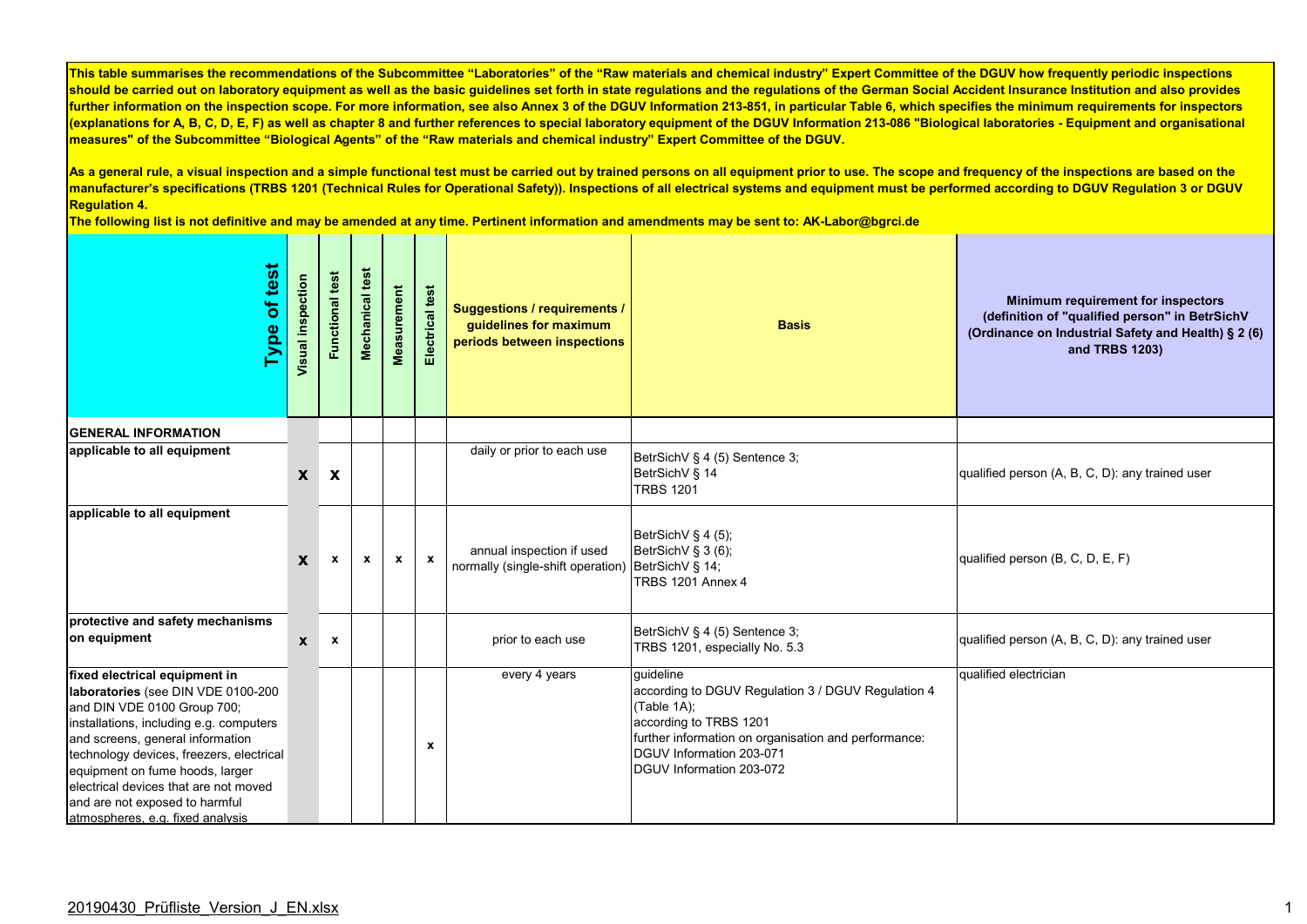**This table summarises the recommendations of the Subcommittee "Laboratories" of the "Raw materials and chemical industry" Expert Committee of the DGUV how frequently periodic inspections should be carried out on laboratory equipment as well as the basic guidelines set forth in state regulations and the regulations of the German Social Accident Insurance Institution and also provides further information on the inspection scope. For more information, see also Annex 3 of the DGUV Information 213-851, in particular Table 6, which specifies the minimum requirements for inspectors (explanations for A, B, C, D, E, F) as well as chapter 8 and further references to special laboratory equipment of the DGUV Information 213-086 "Biological laboratories - Equipment and organisational measures" of the Subcommittee "Biological Agents" of the "Raw materials and chemical industry" Expert Committee of the DGUV.**

**As a general rule, a visual inspection and a simple functional test must be carried out by trained persons on all equipment prior to use. The scope and frequency of the inspections are based on the manufacturer's specifications (TRBS 1201 (Technical Rules for Operational Safety)). Inspections of all electrical systems and equipment must be performed according to DGUV Regulation 3 or DGUV Regulation 4.**

**The following list is not definitive and may be amended at any time. Pertinent information and amendments may be sent to: AK-Labor@bgrci.de**

| Type of test | Visual inspection | Functional test | Mechanical test | Measurement | Electrical test | Suggestions / requirements / guidelines for maximum periods between inspections | Basis | Minimum requirement for inspectors (definition of "qualified person" in BetrSichV (Ordinance on Industrial Safety and Health) § 2 (6) and TRBS 1203) |
|---|---|---|---|---|---|---|---|---|
| **GENERAL INFORMATION** | | | | | | | | |
| **applicable to all equipment** | x | x | | | | daily or prior to each use | BetrSichV § 4 (5) Sentence 3;<br>BetrSichV § 14<br>TRBS 1201 | qualified person (A, B, C, D): any trained user |
| **applicable to all equipment** | x | x | x | x | x | annual inspection if used normally (single-shift operation) | BetrSichV § 4 (5);<br>BetrSichV § 3 (6);<br>BetrSichV § 14;<br>TRBS 1201 Annex 4 | qualified person (B, C, D, E, F) |
| **protective and safety mechanisms on equipment** | x | x | | | | prior to each use | BetrSichV § 4 (5) Sentence 3;<br>TRBS 1201, especially No. 5.3 | qualified person (A, B, C, D): any trained user |
| **fixed electrical equipment in laboratories** (see DIN VDE 0100-200 and DIN VDE 0100 Group 700; installations, including e.g. computers and screens, general information technology devices, freezers, electrical equipment on fume hoods, larger electrical devices that are not moved and are not exposed to harmful atmospheres, e.g. fixed analysis | | | | | x | every 4 years | guideline<br>according to DGUV Regulation 3 / DGUV Regulation 4 (Table 1A);<br>according to TRBS 1201<br>further information on organisation and performance:<br>DGUV Information 203-071<br>DGUV Information 203-072 | qualified electrician |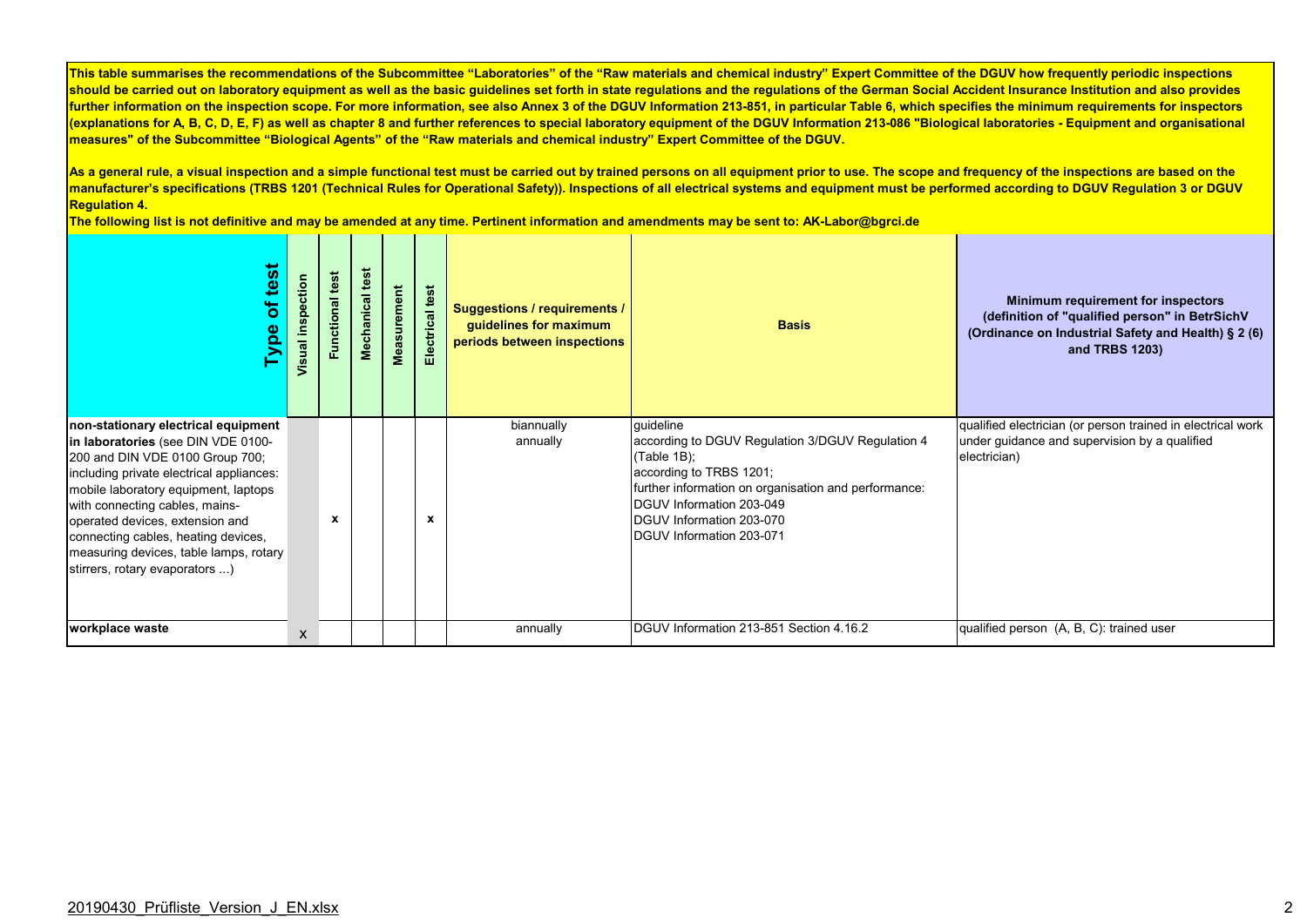**This table summarises the recommendations of the Subcommittee "Laboratories" of the "Raw materials and chemical industry" Expert Committee of the DGUV how frequently periodic inspections should be carried out on laboratory equipment as well as the basic guidelines set forth in state regulations and the regulations of the German Social Accident Insurance Institution and also provides further information on the inspection scope. For more information, see also Annex 3 of the DGUV Information 213-851, in particular Table 6, which specifies the minimum requirements for inspectors (explanations for A, B, C, D, E, F) as well as chapter 8 and further references to special laboratory equipment of the DGUV Information 213-086 "Biological laboratories - Equipment and organisational measures" of the Subcommittee "Biological Agents" of the "Raw materials and chemical industry" Expert Committee of the DGUV.**

**As a general rule, a visual inspection and a simple functional test must be carried out by trained persons on all equipment prior to use. The scope and frequency of the inspections are based on the manufacturer's specifications (TRBS 1201 (Technical Rules for Operational Safety)). Inspections of all electrical systems and equipment must be performed according to DGUV Regulation 3 or DGUV Regulation 4.**

**The following list is not definitive and may be amended at any time. Pertinent information and amendments may be sent to: AK-Labor@bgrci.de**

| Type of test | Visual inspection | Functional test | Mechanical test | Measurement | Electrical test | Suggestions / requirements / guidelines for maximum periods between inspections | Basis | Minimum requirement for inspectors (definition of "qualified person" in BetrSichV (Ordinance on Industrial Safety and Health) § 2 (6) and TRBS 1203) |
|---|---|---|---|---|---|---|---|---|
| **non-stationary electrical equipment in laboratories** (see DIN VDE 0100-200 and DIN VDE 0100 Group 700; including private electrical appliances: mobile laboratory equipment, laptops with connecting cables, mains-operated devices, extension and connecting cables, heating devices, measuring devices, table lamps, rotary stirrers, rotary evaporators ...) | | x | | | x | biannually<br>annually | guideline<br>according to DGUV Regulation 3/DGUV Regulation 4 (Table 1B);<br>according to TRBS 1201;<br>further information on organisation and performance:<br>DGUV Information 203-049<br>DGUV Information 203-070<br>DGUV Information 203-071 | qualified electrician (or person trained in electrical work under guidance and supervision by a qualified electrician) |
| **workplace waste** | x | | | | | annually | DGUV Information 213-851 Section 4.16.2 | qualified person (A, B, C): trained user |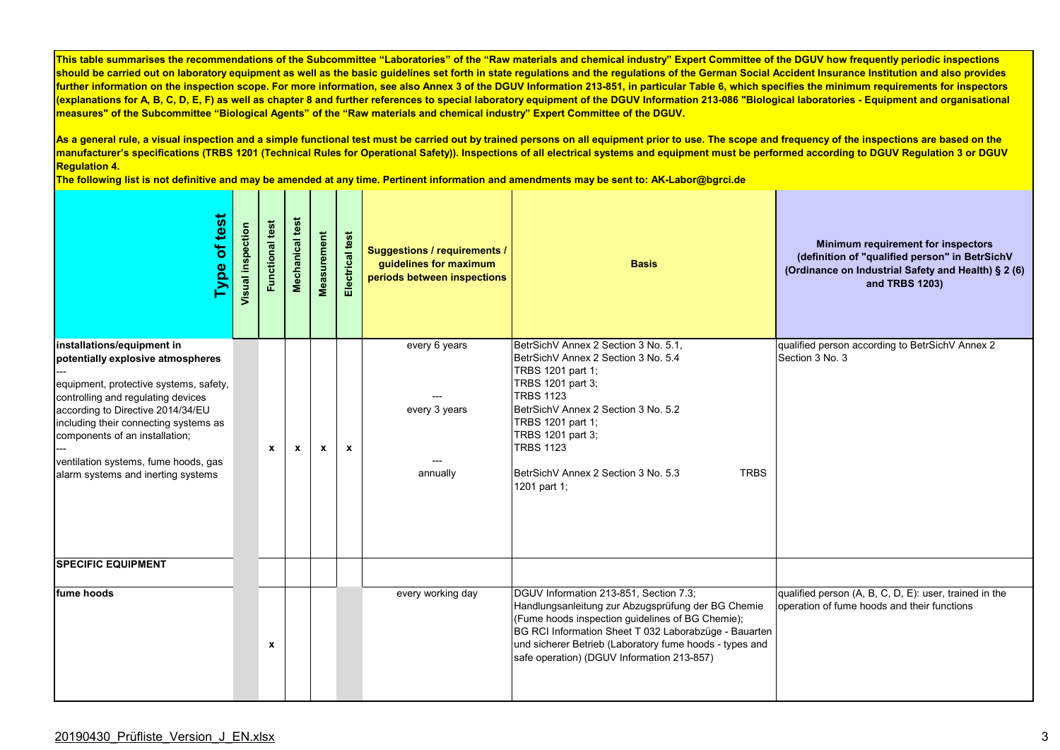**This table summarises the recommendations of the Subcommittee "Laboratories" of the "Raw materials and chemical industry" Expert Committee of the DGUV how frequently periodic inspections should be carried out on laboratory equipment as well as the basic guidelines set forth in state regulations and the regulations of the German Social Accident Insurance Institution and also provides further information on the inspection scope. For more information, see also Annex 3 of the DGUV Information 213-851, in particular Table 6, which specifies the minimum requirements for inspectors (explanations for A, B, C, D, E, F) as well as chapter 8 and further references to special laboratory equipment of the DGUV Information 213-086 "Biological laboratories - Equipment and organisational measures" of the Subcommittee "Biological Agents" of the "Raw materials and chemical industry" Expert Committee of the DGUV.**

**As a general rule, a visual inspection and a simple functional test must be carried out by trained persons on all equipment prior to use. The scope and frequency of the inspections are based on the manufacturer's specifications (TRBS 1201 (Technical Rules for Operational Safety)). Inspections of all electrical systems and equipment must be performed according to DGUV Regulation 3 or DGUV Regulation 4.**

**The following list is not definitive and may be amended at any time. Pertinent information and amendments may be sent to: AK-Labor@bgrci.de**

| Type of test | Visual inspection | Functional test | Mechanical test | Measurement | Electrical test | Suggestions / requirements / guidelines for maximum periods between inspections | Basis | Minimum requirement for inspectors (definition of "qualified person" in BetrSichV (Ordinance on Industrial Safety and Health) § 2 (6) and TRBS 1203) |
|---|---|---|---|---|---|---|---|---|
| **installations/equipment in potentially explosive atmospheres**<br>---<br>equipment, protective systems, safety, controlling and regulating devices according to Directive 2014/34/EU including their connecting systems as components of an installation;<br>---<br>ventilation systems, fume hoods, gas alarm systems and inerting systems | | x | x | x | x | every 6 years<br>---<br>every 3 years<br>---<br>annually | BetrSichV Annex 2 Section 3 No. 5.1,<br>BetrSichV Annex 2 Section 3 No. 5.4<br>TRBS 1201 part 1;<br>TRBS 1201 part 3;<br>TRBS 1123<br>BetrSichV Annex 2 Section 3 No. 5.2<br>TRBS 1201 part 1;<br>TRBS 1201 part 3;<br>TRBS 1123<br>BetrSichV Annex 2 Section 3 No. 5.3 TRBS 1201 part 1; | qualified person according to BetrSichV Annex 2 Section 3 No. 3 |
| **SPECIFIC EQUIPMENT** | | | | | | | | |
| **fume hoods** | | x | | | | every working day | DGUV Information 213-851, Section 7.3;<br>Handlungsanleitung zur Abzugsprüfung der BG Chemie (Fume hoods inspection guidelines of BG Chemie);<br>BG RCI Information Sheet T 032 Laborabzüge - Bauarten und sicherer Betrieb (Laboratory fume hoods - types and safe operation) (DGUV Information 213-857) | qualified person (A, B, C, D, E): user, trained in the operation of fume hoods and their functions |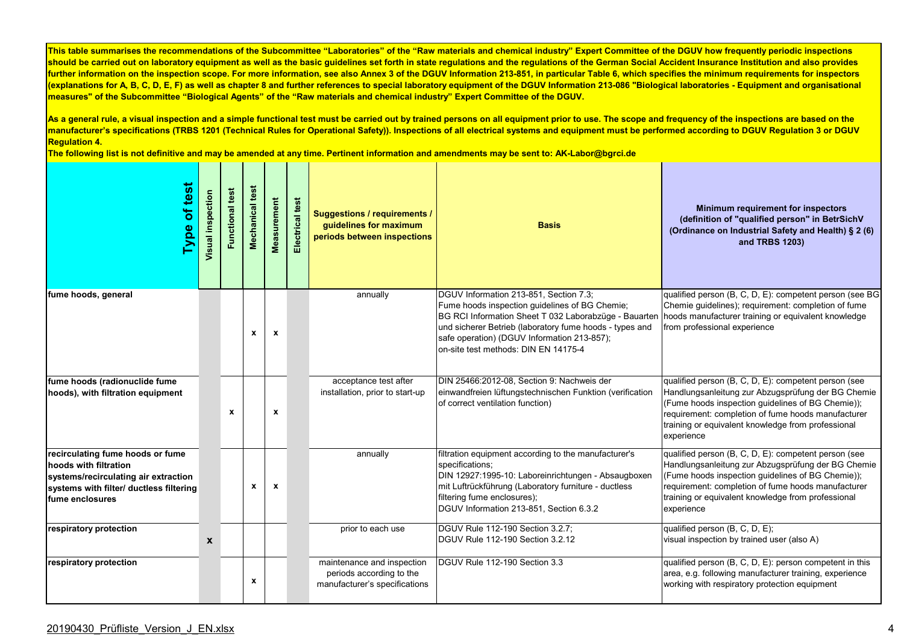This table summarises the recommendations of the Subcommittee "Laboratories" of the "Raw materials and chemical industry" Expert Committee of the DGUV how frequently periodic inspections should be carried out on laboratory equipment as well as the basic guidelines set forth in state regulations and the regulations of the German Social Accident Insurance Institution and also provides further information on the inspection scope. For more information, see also Annex 3 of the DGUV Information 213-851, in particular Table 6, which specifies the minimum requirements for inspectors (explanations for A, B, C, D, E, F) as well as chapter 8 and further references to special laboratory equipment of the DGUV Information 213-086 "Biological laboratories - Equipment and organisational measures" of the Subcommittee "Biological Agents" of the "Raw materials and chemical industry" Expert Committee of the DGUV.

As a general rule, a visual inspection and a simple functional test must be carried out by trained persons on all equipment prior to use. The scope and frequency of the inspections are based on the manufacturer's specifications (TRBS 1201 (Technical Rules for Operational Safety)). Inspections of all electrical systems and equipment must be performed according to DGUV Regulation 3 or DGUV Regulation 4.

The following list is not definitive and may be amended at any time. Pertinent information and amendments may be sent to: AK-Labor@bgrci.de

| Type of test | Visual inspection | Functional test | Mechanical test | Measurement | Electrical test | Suggestions / requirements / guidelines for maximum periods between inspections | Basis | Minimum requirement for inspectors (definition of "qualified person" in BetrSichV (Ordinance on Industrial Safety and Health) § 2 (6) and TRBS 1203) |
|---|---|---|---|---|---|---|---|---|
| fume hoods, general | | | x | x | | annually | DGUV Information 213-851, Section 7.3;<br>Fume hoods inspection guidelines of BG Chemie;<br>BG RCI Information Sheet T 032 Laborabzüge - Bauarten und sicherer Betrieb (laboratory fume hoods - types and safe operation) (DGUV Information 213-857);<br>on-site test methods: DIN EN 14175-4 | qualified person (B, C, D, E): competent person (see BG Chemie guidelines); requirement: completion of fume hoods manufacturer training or equivalent knowledge from professional experience |
| fume hoods (radionuclide fume hoods), with filtration equipment | | x | | x | | acceptance test after installation, prior to start-up | DIN 25466:2012-08, Section 9: Nachweis der einwandfreien lüftungstechnischen Funktion (verification of correct ventilation function) | qualified person (B, C, D, E): competent person (see Handlungsanleitung zur Abzugsprüfung der BG Chemie (Fume hoods inspection guidelines of BG Chemie)); requirement: completion of fume hoods manufacturer training or equivalent knowledge from professional experience |
| recirculating fume hoods or fume hoods with filtration systems/recirculating air extraction systems with filter/ ductless filtering fume enclosures | | | x | x | | annually | filtration equipment according to the manufacturer's specifications;<br>DIN 12927:1995-10: Laboreinrichtungen - Absaugboxen mit Luftrückführung (Laboratory furniture - ductless filtering fume enclosures);<br>DGUV Information 213-851, Section 6.3.2 | qualified person (B, C, D, E): competent person (see Handlungsanleitung zur Abzugsprüfung der BG Chemie (Fume hoods inspection guidelines of BG Chemie)); requirement: completion of fume hoods manufacturer training or equivalent knowledge from professional experience |
| respiratory protection | x | | | | | prior to each use | DGUV Rule 112-190 Section 3.2.7;<br>DGUV Rule 112-190 Section 3.2.12 | qualified person (B, C, D, E);<br>visual inspection by trained user (also A) |
| respiratory protection | | | x | | | maintenance and inspection periods according to the manufacturer's specifications | DGUV Rule 112-190 Section 3.3 | qualified person (B, C, D, E): person competent in this area, e.g. following manufacturer training, experience working with respiratory protection equipment |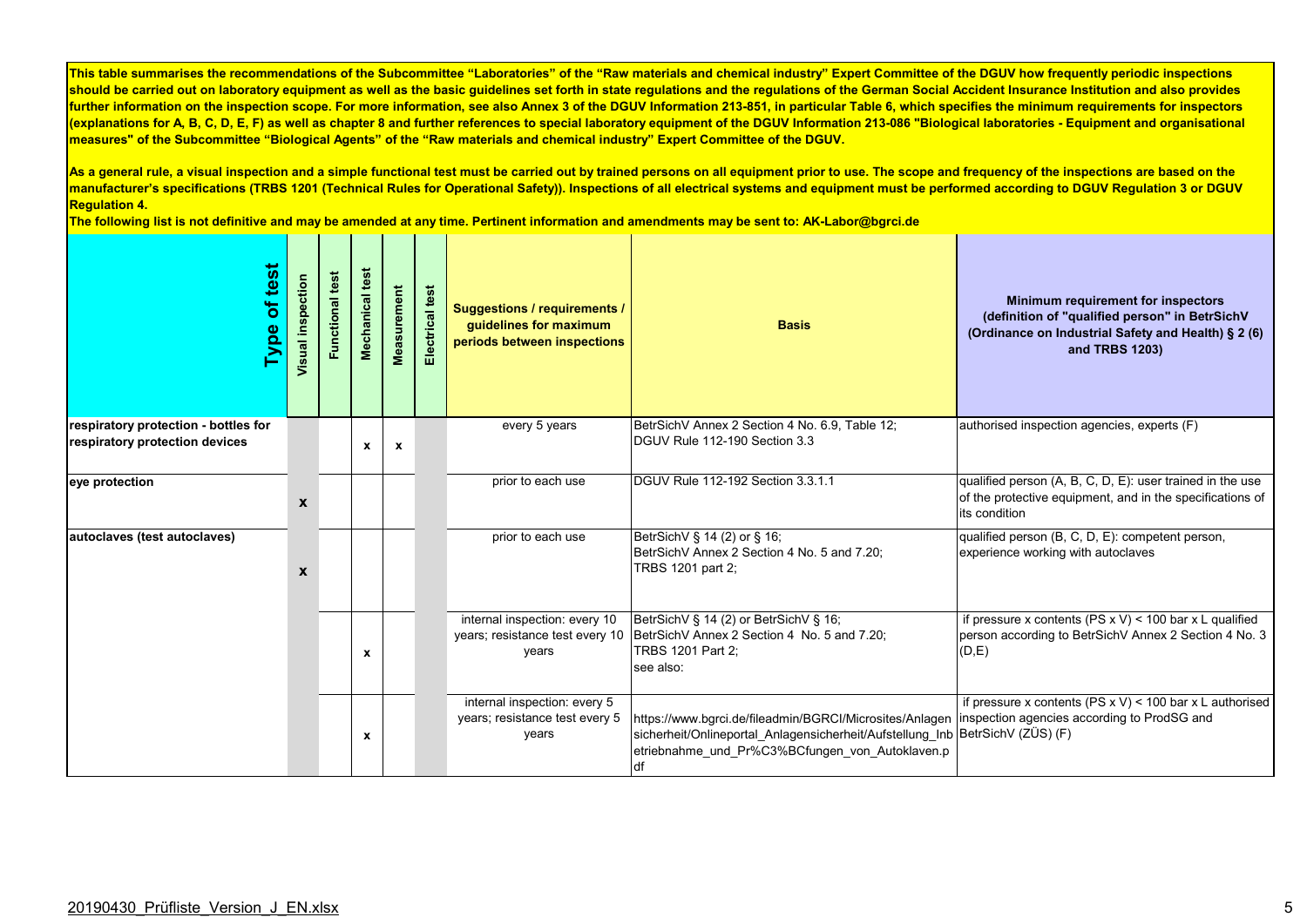**This table summarises the recommendations of the Subcommittee "Laboratories" of the "Raw materials and chemical industry" Expert Committee of the DGUV how frequently periodic inspections should be carried out on laboratory equipment as well as the basic guidelines set forth in state regulations and the regulations of the German Social Accident Insurance Institution and also provides further information on the inspection scope. For more information, see also Annex 3 of the DGUV Information 213-851, in particular Table 6, which specifies the minimum requirements for inspectors (explanations for A, B, C, D, E, F) as well as chapter 8 and further references to special laboratory equipment of the DGUV Information 213-086 "Biological laboratories - Equipment and organisational measures" of the Subcommittee "Biological Agents" of the "Raw materials and chemical industry" Expert Committee of the DGUV.**

**As a general rule, a visual inspection and a simple functional test must be carried out by trained persons on all equipment prior to use. The scope and frequency of the inspections are based on the manufacturer's specifications (TRBS 1201 (Technical Rules for Operational Safety)). Inspections of all electrical systems and equipment must be performed according to DGUV Regulation 3 or DGUV Regulation 4.**

**The following list is not definitive and may be amended at any time. Pertinent information and amendments may be sent to: AK-Labor@bgrci.de**

| Type of test | Visual inspection | Functional test | Mechanical test | Measurement | Electrical test | Suggestions / requirements / guidelines for maximum periods between inspections | Basis | Minimum requirement for inspectors (definition of "qualified person" in BetrSichV (Ordinance on Industrial Safety and Health) § 2 (6) and TRBS 1203) |
|---|---|---|---|---|---|---|---|---|
| **respiratory protection - bottles for respiratory protection devices** | | | x | x | | every 5 years | BetrSichV Annex 2 Section 4 No. 6.9, Table 12; DGUV Rule 112-190 Section 3.3 | authorised inspection agencies, experts (F) |
| **eye protection** | x | | | | | prior to each use | DGUV Rule 112-192 Section 3.3.1.1 | qualified person (A, B, C, D, E): user trained in the use of the protective equipment, and in the specifications of its condition |
| **autoclaves (test autoclaves)** | x | | | | | prior to each use | BetrSichV § 14 (2) or § 16; BetrSichV Annex 2 Section 4 No. 5 and 7.20; TRBS 1201 part 2; | qualified person (B, C, D, E): competent person, experience working with autoclaves |
| | | | x | | | internal inspection: every 10 years; resistance test every 10 years | BetrSichV § 14 (2) or BetrSichV § 16; BetrSichV Annex 2 Section 4 No. 5 and 7.20; TRBS 1201 Part 2; see also: | if pressure x contents (PS x V) < 100 bar x L qualified person according to BetrSichV Annex 2 Section 4 No. 3 (D,E) |
| | | | x | | | internal inspection: every 5 years; resistance test every 5 years | https://www.bgrci.de/fileadmin/BGRCI/Microsites/Anlagensicherheit/Onlineportal_Anlagensicherheit/Aufstellung_Inbetriebnahme_und_Pr%C3%BCfungen_von_Autoklaven.pdf | if pressure x contents (PS x V) < 100 bar x L authorised inspection agencies according to ProdSG and BetrSichV (ZÜS) (F) |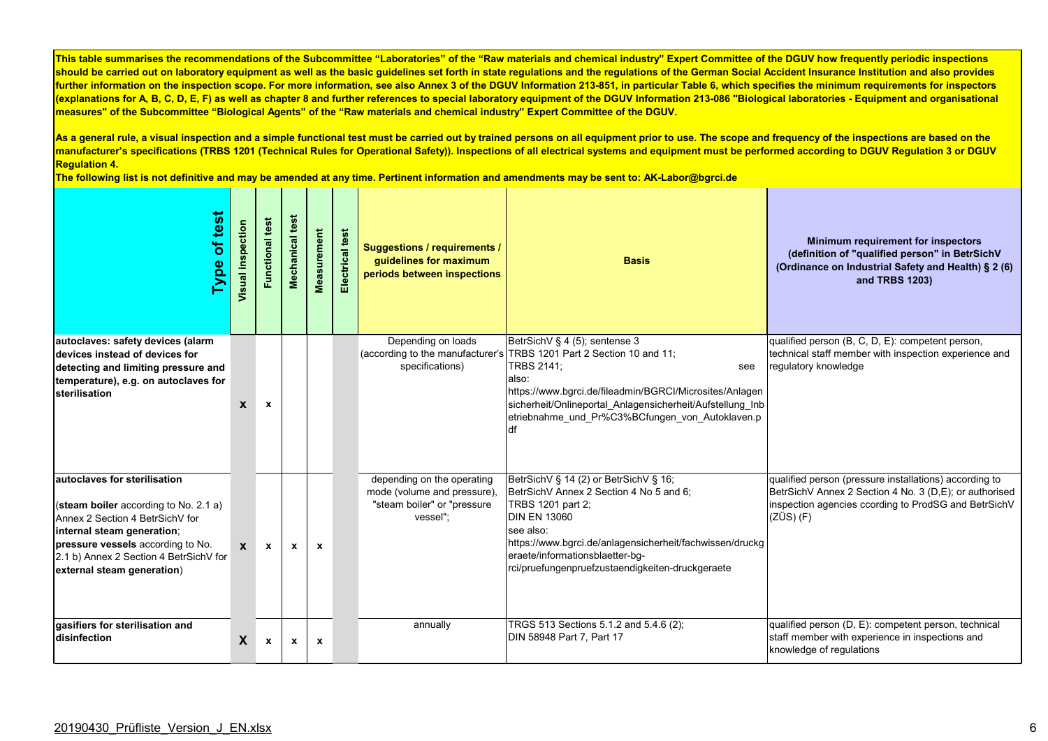**This table summarises the recommendations of the Subcommittee "Laboratories" of the "Raw materials and chemical industry" Expert Committee of the DGUV how frequently periodic inspections should be carried out on laboratory equipment as well as the basic guidelines set forth in state regulations and the regulations of the German Social Accident Insurance Institution and also provides further information on the inspection scope. For more information, see also Annex 3 of the DGUV Information 213-851, in particular Table 6, which specifies the minimum requirements for inspectors (explanations for A, B, C, D, E, F) as well as chapter 8 and further references to special laboratory equipment of the DGUV Information 213-086 "Biological laboratories - Equipment and organisational measures" of the Subcommittee "Biological Agents" of the "Raw materials and chemical industry" Expert Committee of the DGUV.**

**As a general rule, a visual inspection and a simple functional test must be carried out by trained persons on all equipment prior to use. The scope and frequency of the inspections are based on the manufacturer's specifications (TRBS 1201 (Technical Rules for Operational Safety)). Inspections of all electrical systems and equipment must be performed according to DGUV Regulation 3 or DGUV Regulation 4.**

**The following list is not definitive and may be amended at any time. Pertinent information and amendments may be sent to: AK-Labor@bgrci.de**

| Type of test | Visual inspection | Functional test | Mechanical test | Measurement | Electrical test | Suggestions / requirements / guidelines for maximum periods between inspections | Basis | Minimum requirement for inspectors (definition of "qualified person" in BetrSichV (Ordinance on Industrial Safety and Health) § 2 (6) and TRBS 1203) |
|---|---|---|---|---|---|---|---|---|
| **autoclaves: safety devices (alarm devices instead of devices for detecting and limiting pressure and temperature), e.g. on autoclaves for sterilisation** | x | x | | | | Depending on loads (according to the manufacturer's specifications) | BetrSichV § 4 (5); sentense 3<br>TRBS 1201 Part 2 Section 10 and 11;<br>TRBS 2141; see also:<br>https://www.bgrci.de/fileadmin/BGRCI/Microsites/Anlagensicherheit/Onlineportal_Anlagensicherheit/Aufstellung_Inbetriebnahme_und_Pr%C3%BCfungen_von_Autoklaven.pdf | qualified person (B, C, D, E): competent person, technical staff member with inspection experience and regulatory knowledge |
| **autoclaves for sterilisation**<br><br>(**steam boiler** according to No. 2.1 a) Annex 2 Section 4 BetrSichV for **internal steam generation**;<br>**pressure vessels** according to No. 2.1 b) Annex 2 Section 4 BetrSichV for **external steam generation**) | x | x | x | x | | depending on the operating mode (volume and pressure), "steam boiler" or "pressure vessel"; | BetrSichV § 14 (2) or BetrSichV § 16;<br>BetrSichV Annex 2 Section 4 No 5 and 6;<br>TRBS 1201 part 2;<br>DIN EN 13060<br>see also:<br>https://www.bgrci.de/anlagensicherheit/fachwissen/druckgeraete/informationsblaetter-bg-rci/pruefungenpruefzustaendigkeiten-druckgeraete | qualified person (pressure installations) according to BetrSichV Annex 2 Section 4 No. 3 (D,E); or authorised inspection agencies ccording to ProdSG and BetrSichV (ZÜS) (F) |
| **gasifiers for sterilisation and disinfection** | X | x | x | x | | annually | TRGS 513 Sections 5.1.2 and 5.4.6 (2);<br>DIN 58948 Part 7, Part 17 | qualified person (D, E): competent person, technical staff member with experience in inspections and knowledge of regulations |

20190430_Prüfliste_Version_J_EN.xlsx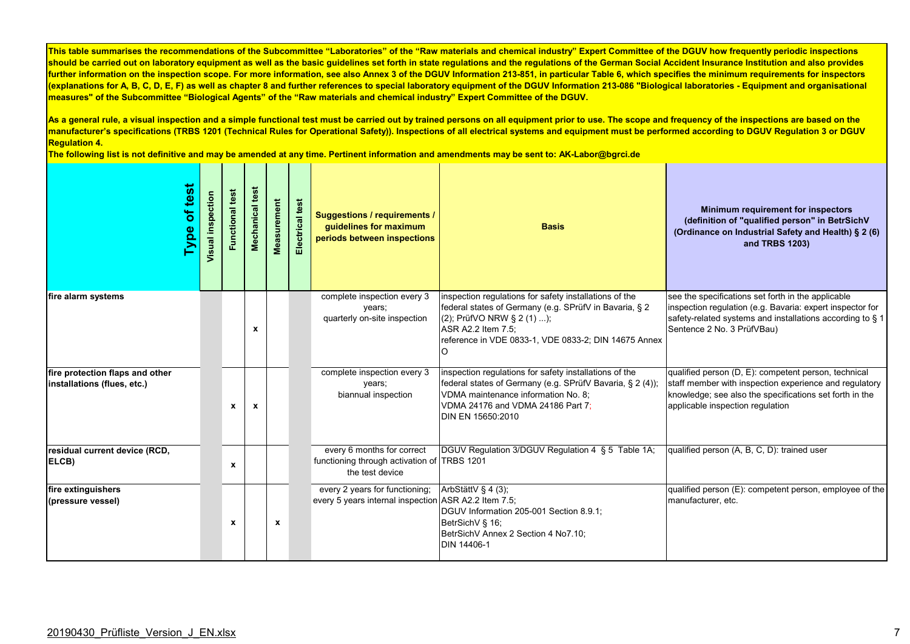**This table summarises the recommendations of the Subcommittee "Laboratories" of the "Raw materials and chemical industry" Expert Committee of the DGUV how frequently periodic inspections should be carried out on laboratory equipment as well as the basic guidelines set forth in state regulations and the regulations of the German Social Accident Insurance Institution and also provides further information on the inspection scope. For more information, see also Annex 3 of the DGUV Information 213-851, in particular Table 6, which specifies the minimum requirements for inspectors (explanations for A, B, C, D, E, F) as well as chapter 8 and further references to special laboratory equipment of the DGUV Information 213-086 "Biological laboratories - Equipment and organisational measures" of the Subcommittee "Biological Agents" of the "Raw materials and chemical industry" Expert Committee of the DGUV.**

**As a general rule, a visual inspection and a simple functional test must be carried out by trained persons on all equipment prior to use. The scope and frequency of the inspections are based on the manufacturer's specifications (TRBS 1201 (Technical Rules for Operational Safety)). Inspections of all electrical systems and equipment must be performed according to DGUV Regulation 3 or DGUV Regulation 4.**

**The following list is not definitive and may be amended at any time. Pertinent information and amendments may be sent to: AK-Labor@bgrci.de**

| Type of test | Visual inspection | Functional test | Mechanical test | Measurement | Electrical test | Suggestions / requirements / guidelines for maximum periods between inspections | Basis | Minimum requirement for inspectors (definition of "qualified person" in BetrSichV (Ordinance on Industrial Safety and Health) § 2 (6) and TRBS 1203) |
|---|---|---|---|---|---|---|---|---|
| **fire alarm systems** | | | x | | | complete inspection every 3 years; quarterly on-site inspection | inspection regulations for safety installations of the federal states of Germany (e.g. SPrüfV in Bavaria, § 2 (2); PrüfVO NRW § 2 (1) ...); ASR A2.2 Item 7.5; reference in VDE 0833-1, VDE 0833-2; DIN 14675 Annex O | see the specifications set forth in the applicable inspection regulation (e.g. Bavaria: expert inspector for safety-related systems and installations according to § 1 Sentence 2 No. 3 PrüfVBau) |
| **fire protection flaps and other installations (flues, etc.)** | | x | x | | | complete inspection every 3 years; biannual inspection | inspection regulations for safety installations of the federal states of Germany (e.g. SPrüfV Bavaria, § 2 (4)); VDMA maintenance information No. 8; VDMA 24176 and VDMA 24186 Part 7; DIN EN 15650:2010 | qualified person (D, E): competent person, technical staff member with inspection experience and regulatory knowledge; see also the specifications set forth in the applicable inspection regulation |
| **residual current device (RCD, ELCB)** | | x | | | | every 6 months for correct functioning through activation of the test device | DGUV Regulation 3/DGUV Regulation 4 § 5 Table 1A; TRBS 1201 | qualified person (A, B, C, D): trained user |
| **fire extinguishers (pressure vessel)** | | x | | x | | every 2 years for functioning; every 5 years internal inspection | ArbStättV § 4 (3); ASR A2.2 Item 7.5; DGUV Information 205-001 Section 8.9.1; BetrSichV § 16; BetrSichV Annex 2 Section 4 No7.10; DIN 14406-1 | qualified person (E): competent person, employee of the manufacturer, etc. |

20190430_Prüfliste_Version_J_EN.xlsx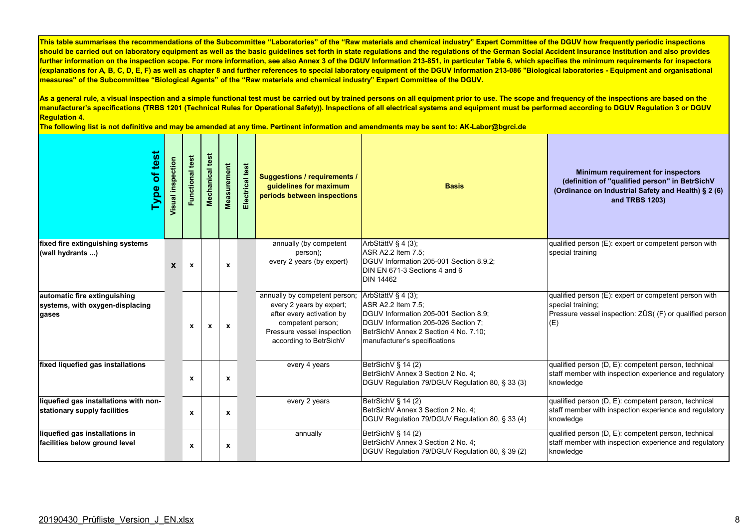**This table summarises the recommendations of the Subcommittee "Laboratories" of the "Raw materials and chemical industry" Expert Committee of the DGUV how frequently periodic inspections should be carried out on laboratory equipment as well as the basic guidelines set forth in state regulations and the regulations of the German Social Accident Insurance Institution and also provides further information on the inspection scope. For more information, see also Annex 3 of the DGUV Information 213-851, in particular Table 6, which specifies the minimum requirements for inspectors (explanations for A, B, C, D, E, F) as well as chapter 8 and further references to special laboratory equipment of the DGUV Information 213-086 "Biological laboratories - Equipment and organisational measures" of the Subcommittee "Biological Agents" of the "Raw materials and chemical industry" Expert Committee of the DGUV.**

**As a general rule, a visual inspection and a simple functional test must be carried out by trained persons on all equipment prior to use. The scope and frequency of the inspections are based on the manufacturer's specifications (TRBS 1201 (Technical Rules for Operational Safety)). Inspections of all electrical systems and equipment must be performed according to DGUV Regulation 3 or DGUV Regulation 4.**

**The following list is not definitive and may be amended at any time. Pertinent information and amendments may be sent to: AK-Labor@bgrci.de**

| Type of test | Visual inspection | Functional test | Mechanical test | Measurement | Electrical test | Suggestions / requirements / guidelines for maximum periods between inspections | Basis | Minimum requirement for inspectors (definition of "qualified person" in BetrSichV (Ordinance on Industrial Safety and Health) § 2 (6) and TRBS 1203) |
|---|---|---|---|---|---|---|---|---|
| **fixed fire extinguishing systems (wall hydrants ...)** | x | x | | x | | annually (by competent person);<br>every 2 years (by expert) | ArbStättV § 4 (3);<br>ASR A2.2 Item 7.5;<br>DGUV Information 205-001 Section 8.9.2;<br>DIN EN 671-3 Sections 4 and 6<br>DIN 14462 | qualified person (E): expert or competent person with special training |
| **automatic fire extinguishing systems, with oxygen-displacing gases** | | x | x | x | | annually by competent person;<br>every 2 years by expert;<br>after every activation by competent person;<br>Pressure vessel inspection according to BetrSichV | ArbStättV § 4 (3);<br>ASR A2.2 Item 7.5;<br>DGUV Information 205-001 Section 8.9;<br>DGUV Information 205-026 Section 7;<br>BetrSichV Annex 2 Section 4 No. 7.10;<br>manufacturer's specifications | qualified person (E): expert or competent person with special training;<br>Pressure vessel inspection: ZÜS( (F) or qualified person (E) |
| **fixed liquefied gas installations** | | x | | x | | every 4 years | BetrSichV § 14 (2)<br>BetrSichV Annex 3 Section 2 No. 4;<br>DGUV Regulation 79/DGUV Regulation 80, § 33 (3) | qualified person (D, E): competent person, technical staff member with inspection experience and regulatory knowledge |
| **liquefied gas installations with non-stationary supply facilities** | | x | | x | | every 2 years | BetrSichV § 14 (2)<br>BetrSichV Annex 3 Section 2 No. 4;<br>DGUV Regulation 79/DGUV Regulation 80, § 33 (4) | qualified person (D, E): competent person, technical staff member with inspection experience and regulatory knowledge |
| **liquefied gas installations in facilities below ground level** | | x | | x | | annually | BetrSichV § 14 (2)<br>BetrSichV Annex 3 Section 2 No. 4;<br>DGUV Regulation 79/DGUV Regulation 80, § 39 (2) | qualified person (D, E): competent person, technical staff member with inspection experience and regulatory knowledge |

20190430_Prüfliste_Version_J_EN.xlsx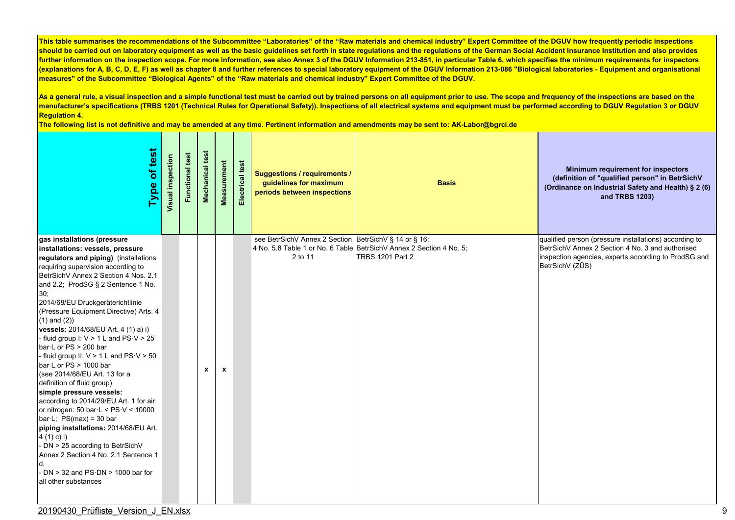This table summarises the recommendations of the Subcommittee "Laboratories" of the "Raw materials and chemical industry" Expert Committee of the DGUV how frequently periodic inspections should be carried out on laboratory equipment as well as the basic guidelines set forth in state regulations and the regulations of the German Social Accident Insurance Institution and also provides further information on the inspection scope. For more information, see also Annex 3 of the DGUV Information 213-851, in particular Table 6, which specifies the minimum requirements for inspectors (explanations for A, B, C, D, E, F) as well as chapter 8 and further references to special laboratory equipment of the DGUV Information 213-086 "Biological laboratories - Equipment and organisational measures" of the Subcommittee "Biological Agents" of the "Raw materials and chemical industry" Expert Committee of the DGUV.

As a general rule, a visual inspection and a simple functional test must be carried out by trained persons on all equipment prior to use. The scope and frequency of the inspections are based on the manufacturer's specifications (TRBS 1201 (Technical Rules for Operational Safety)). Inspections of all electrical systems and equipment must be performed according to DGUV Regulation 3 or DGUV Regulation 4.

The following list is not definitive and may be amended at any time. Pertinent information and amendments may be sent to: AK-Labor@bgrci.de

| Type of test | Visual inspection | Functional test | Mechanical test | Measurement | Electrical test | Suggestions / requirements / guidelines for maximum periods between inspections | Basis | Minimum requirement for inspectors (definition of "qualified person" in BetrSichV (Ordinance on Industrial Safety and Health) § 2 (6) and TRBS 1203) |
|---|---|---|---|---|---|---|---|---|
| **gas installations (pressure installations: vessels, pressure regulators and piping)** (installations requiring supervision according to BetrSichV Annex 2 Section 4 Nos. 2.1 and 2.2; ProdSG § 2 Sentence 1 No. 30;<br>2014/68/EU Druckgeräterichtlinie (Pressure Equipment Directive) Arts. 4 (1) and (2))<br>**vessels:** 2014/68/EU Art. 4 (1) a) i)<br>- fluid group I: V > 1 L and PS·V > 25 bar·L or PS > 200 bar<br>- fluid group II: V > 1 L and PS·V > 50 bar·L or PS > 1000 bar<br>(see 2014/68/EU Art. 13 for a definition of fluid group)<br>**simple pressure vessels:**<br>according to 2014/29/EU Art. 1 for air or nitrogen: 50 bar·L < PS·V < 10000 bar·L; PS(max) = 30 bar<br>**piping installations:** 2014/68/EU Art. 4 (1) c) i)<br>- DN > 25 according to BetrSichV Annex 2 Section 4 No. 2.1 Sentence 1 d,<br>- DN > 32 and PS·DN > 1000 bar for all other substances | | | x | x | | see BetrSichV Annex 2 Section 4 No. 5.8 Table 1 or No. 6 Table 2 to 11 | BetrSichV § 14 or § 16;<br>BetrSichV Annex 2 Section 4 No. 5;<br>TRBS 1201 Part 2 | qualified person (pressure installations) according to BetrSichV Annex 2 Section 4 No. 3 and authorised inspection agencies, experts according to ProdSG and BetrSichV (ZÜS) |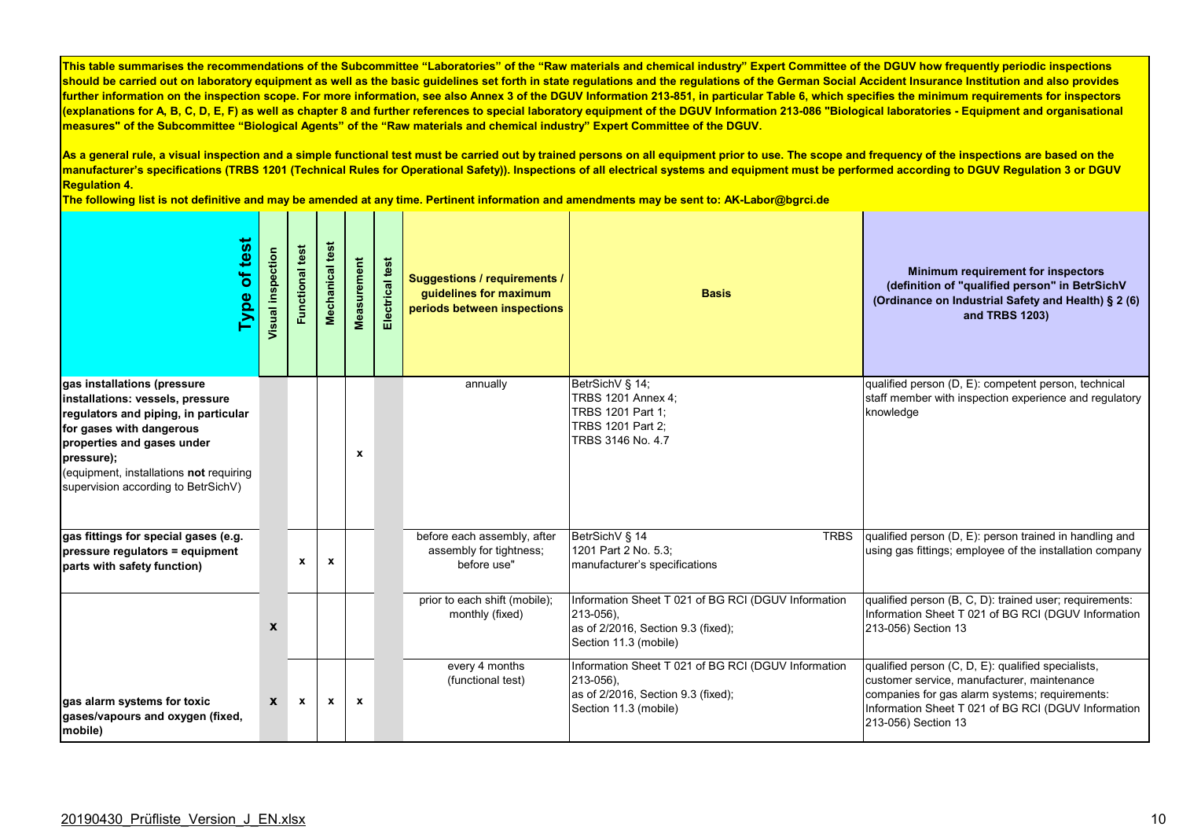**This table summarises the recommendations of the Subcommittee "Laboratories" of the "Raw materials and chemical industry" Expert Committee of the DGUV how frequently periodic inspections should be carried out on laboratory equipment as well as the basic guidelines set forth in state regulations and the regulations of the German Social Accident Insurance Institution and also provides further information on the inspection scope. For more information, see also Annex 3 of the DGUV Information 213-851, in particular Table 6, which specifies the minimum requirements for inspectors (explanations for A, B, C, D, E, F) as well as chapter 8 and further references to special laboratory equipment of the DGUV Information 213-086 "Biological laboratories - Equipment and organisational measures" of the Subcommittee "Biological Agents" of the "Raw materials and chemical industry" Expert Committee of the DGUV.**

**As a general rule, a visual inspection and a simple functional test must be carried out by trained persons on all equipment prior to use. The scope and frequency of the inspections are based on the manufacturer's specifications (TRBS 1201 (Technical Rules for Operational Safety)). Inspections of all electrical systems and equipment must be performed according to DGUV Regulation 3 or DGUV Regulation 4.**

**The following list is not definitive and may be amended at any time. Pertinent information and amendments may be sent to: AK-Labor@bgrci.de**

| Type of test | Visual inspection | Functional test | Mechanical test | Measurement | Electrical test | Suggestions / requirements / guidelines for maximum periods between inspections | Basis | Minimum requirement for inspectors (definition of "qualified person" in BetrSichV (Ordinance on Industrial Safety and Health) § 2 (6) and TRBS 1203) |
|---|---|---|---|---|---|---|---|---|
| **gas installations (pressure installations: vessels, pressure regulators and piping, in particular for gases with dangerous properties and gases under pressure);** (equipment, installations **not** requiring supervision according to BetrSichV) | | | | x | | annually | BetrSichV § 14; TRBS 1201 Annex 4; TRBS 1201 Part 1; TRBS 1201 Part 2; TRBS 3146 No. 4.7 | qualified person (D, E): competent person, technical staff member with inspection experience and regulatory knowledge |
| **gas fittings for special gases (e.g. pressure regulators = equipment parts with safety function)** | | x | x | | | before each assembly, after assembly for tightness; before use" | BetrSichV § 14 TRBS 1201 Part 2 No. 5.3; manufacturer's specifications | qualified person (D, E): person trained in handling and using gas fittings; employee of the installation company |
| **gas alarm systems for toxic gases/vapours and oxygen (fixed, mobile)** | x | | | | | prior to each shift (mobile); monthly (fixed) | Information Sheet T 021 of BG RCI (DGUV Information 213-056), as of 2/2016, Section 9.3 (fixed); Section 11.3 (mobile) | qualified person (B, C, D): trained user; requirements: Information Sheet T 021 of BG RCI (DGUV Information 213-056) Section 13 |
| | x | x | x | x | | every 4 months (functional test) | Information Sheet T 021 of BG RCI (DGUV Information 213-056), as of 2/2016, Section 9.3 (fixed); Section 11.3 (mobile) | qualified person (C, D, E): qualified specialists, customer service, manufacturer, maintenance companies for gas alarm systems; requirements: Information Sheet T 021 of BG RCI (DGUV Information 213-056) Section 13 |

20190430_Prüfliste_Version_J_EN.xlsx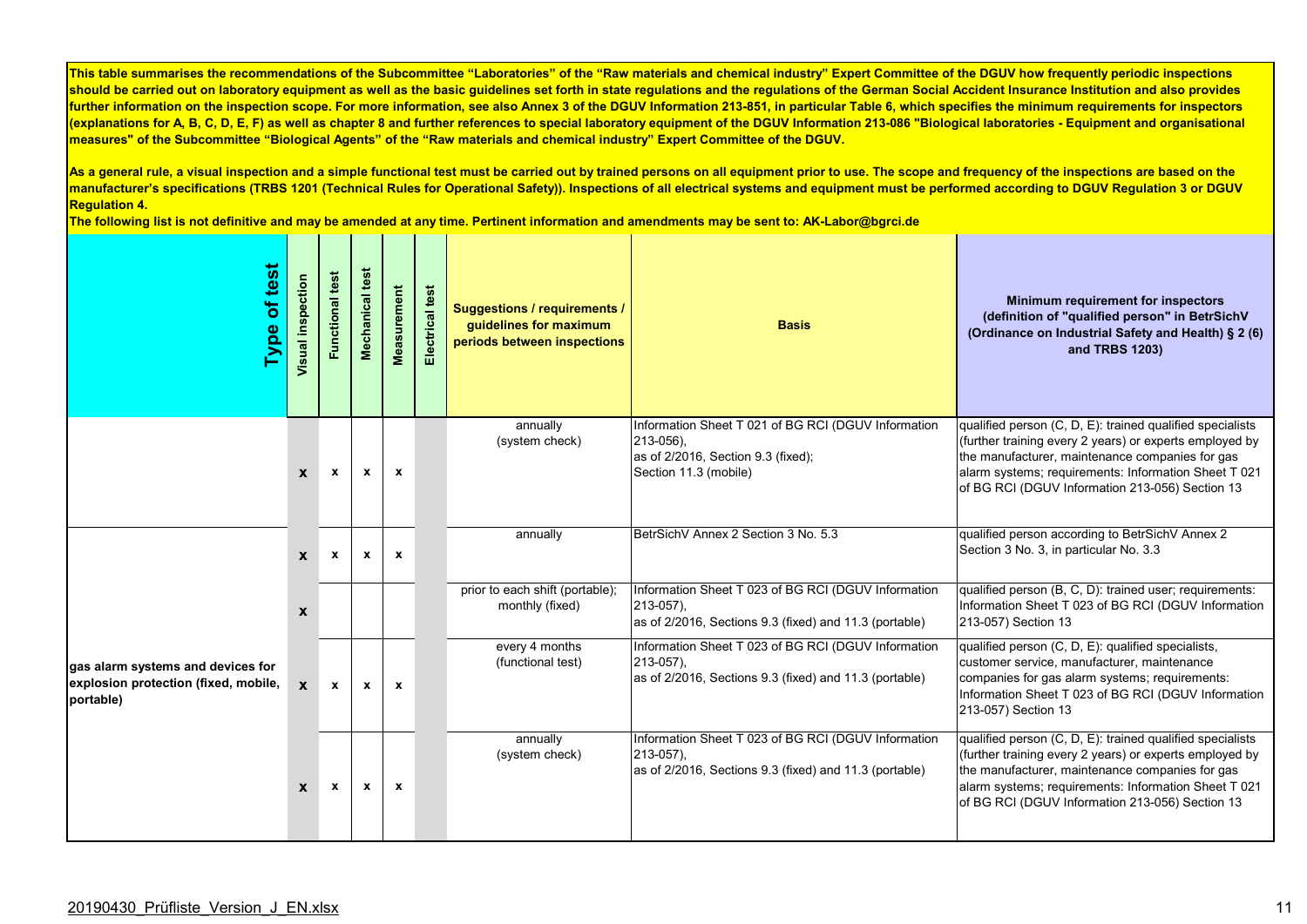This table summarises the recommendations of the Subcommittee "Laboratories" of the "Raw materials and chemical industry" Expert Committee of the DGUV how frequently periodic inspections should be carried out on laboratory equipment as well as the basic guidelines set forth in state regulations and the regulations of the German Social Accident Insurance Institution and also provides further information on the inspection scope. For more information, see also Annex 3 of the DGUV Information 213-851, in particular Table 6, which specifies the minimum requirements for inspectors (explanations for A, B, C, D, E, F) as well as chapter 8 and further references to special laboratory equipment of the DGUV Information 213-086 "Biological laboratories - Equipment and organisational measures" of the Subcommittee "Biological Agents" of the "Raw materials and chemical industry" Expert Committee of the DGUV.

As a general rule, a visual inspection and a simple functional test must be carried out by trained persons on all equipment prior to use. The scope and frequency of the inspections are based on the manufacturer's specifications (TRBS 1201 (Technical Rules for Operational Safety)). Inspections of all electrical systems and equipment must be performed according to DGUV Regulation 3 or DGUV Regulation 4.

The following list is not definitive and may be amended at any time. Pertinent information and amendments may be sent to: AK-Labor@bgrci.de

| Type of test | Visual inspection | Functional test | Mechanical test | Measurement | Electrical test | Suggestions / requirements / guidelines for maximum periods between inspections | Basis | Minimum requirement for inspectors (definition of "qualified person" in BetrSichV (Ordinance on Industrial Safety and Health) § 2 (6) and TRBS 1203) |
|---|---|---|---|---|---|---|---|---|
| | x | x | x | x | | annually (system check) | Information Sheet T 021 of BG RCI (DGUV Information 213-056), as of 2/2016, Section 9.3 (fixed); Section 11.3 (mobile) | qualified person (C, D, E): trained qualified specialists (further training every 2 years) or experts employed by the manufacturer, maintenance companies for gas alarm systems; requirements: Information Sheet T 021 of BG RCI (DGUV Information 213-056) Section 13 |
| gas alarm systems and devices for explosion protection (fixed, mobile, portable) | x | x | x | x | | annually | BetrSichV Annex 2 Section 3 No. 5.3 | qualified person according to BetrSichV Annex 2 Section 3 No. 3, in particular No. 3.3 |
| | x | | | | | prior to each shift (portable); monthly (fixed) | Information Sheet T 023 of BG RCI (DGUV Information 213-057), as of 2/2016, Sections 9.3 (fixed) and 11.3 (portable) | qualified person (B, C, D): trained user; requirements: Information Sheet T 023 of BG RCI (DGUV Information 213-057) Section 13 |
| | x | x | x | x | | every 4 months (functional test) | Information Sheet T 023 of BG RCI (DGUV Information 213-057), as of 2/2016, Sections 9.3 (fixed) and 11.3 (portable) | qualified person (C, D, E): qualified specialists, customer service, manufacturer, maintenance companies for gas alarm systems; requirements: Information Sheet T 023 of BG RCI (DGUV Information 213-057) Section 13 |
| | x | x | x | x | | annually (system check) | Information Sheet T 023 of BG RCI (DGUV Information 213-057), as of 2/2016, Sections 9.3 (fixed) and 11.3 (portable) | qualified person (C, D, E): trained qualified specialists (further training every 2 years) or experts employed by the manufacturer, maintenance companies for gas alarm systems; requirements: Information Sheet T 021 of BG RCI (DGUV Information 213-056) Section 13 |

20190430_Prüfliste_Version_J_EN.xlsx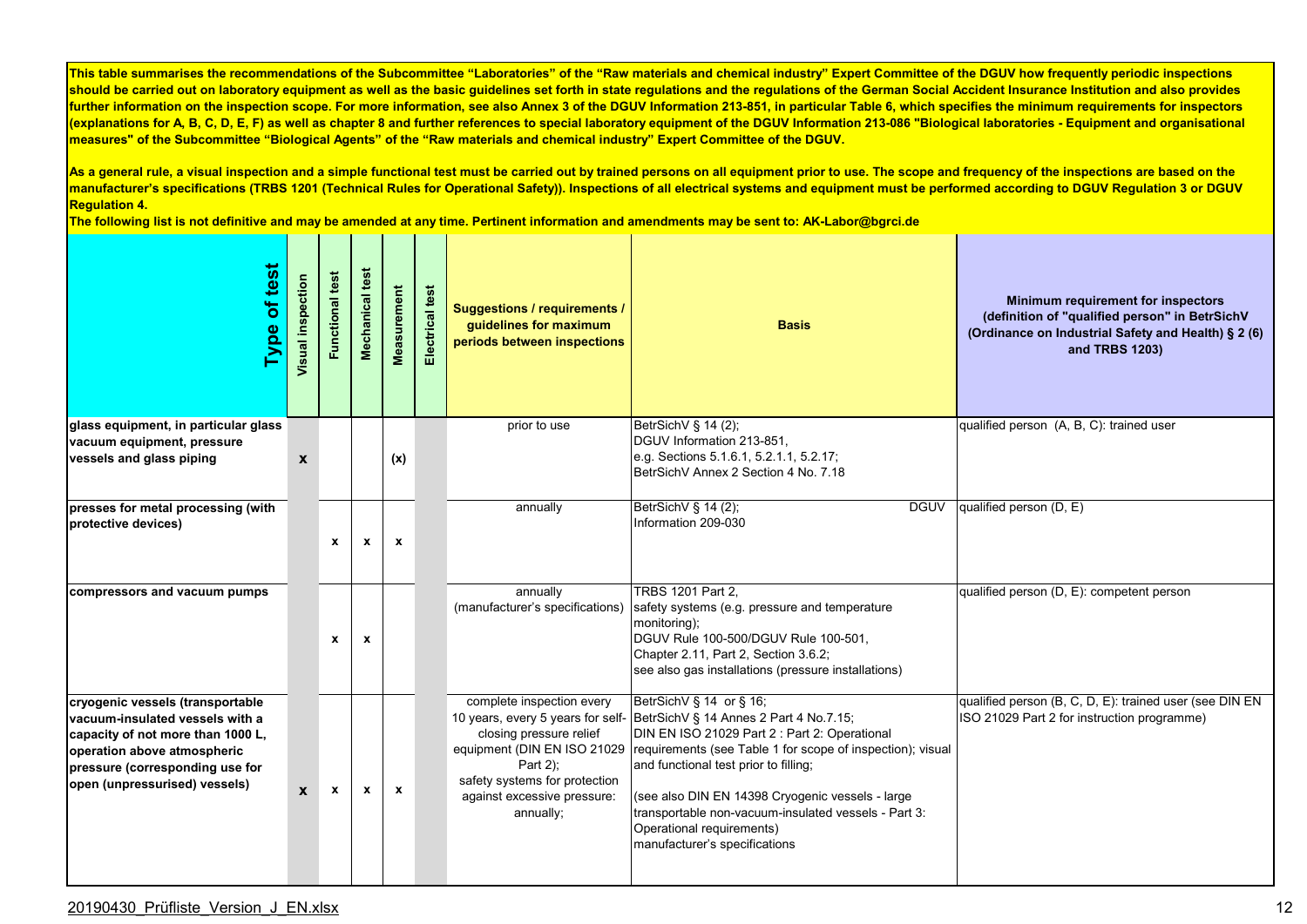This table summarises the recommendations of the Subcommittee "Laboratories" of the "Raw materials and chemical industry" Expert Committee of the DGUV how frequently periodic inspections should be carried out on laboratory equipment as well as the basic guidelines set forth in state regulations and the regulations of the German Social Accident Insurance Institution and also provides further information on the inspection scope. For more information, see also Annex 3 of the DGUV Information 213-851, in particular Table 6, which specifies the minimum requirements for inspectors (explanations for A, B, C, D, E, F) as well as chapter 8 and further references to special laboratory equipment of the DGUV Information 213-086 "Biological laboratories - Equipment and organisational measures" of the Subcommittee "Biological Agents" of the "Raw materials and chemical industry" Expert Committee of the DGUV.

As a general rule, a visual inspection and a simple functional test must be carried out by trained persons on all equipment prior to use. The scope and frequency of the inspections are based on the manufacturer's specifications (TRBS 1201 (Technical Rules for Operational Safety)). Inspections of all electrical systems and equipment must be performed according to DGUV Regulation 3 or DGUV Regulation 4.

The following list is not definitive and may be amended at any time. Pertinent information and amendments may be sent to: AK-Labor@bgrci.de

| Type of test | Visual inspection | Functional test | Mechanical test | Measurement | Electrical test | Suggestions / requirements / guidelines for maximum periods between inspections | Basis | Minimum requirement for inspectors (definition of "qualified person" in BetrSichV (Ordinance on Industrial Safety and Health) § 2 (6) and TRBS 1203) |
|---|---|---|---|---|---|---|---|---|
| **glass equipment, in particular glass vacuum equipment, pressure vessels and glass piping** | x | | | (x) | | prior to use | BetrSichV § 14 (2);<br>DGUV Information 213-851,<br>e.g. Sections 5.1.6.1, 5.2.1.1, 5.2.17;<br>BetrSichV Annex 2 Section 4 No. 7.18 | qualified person (A, B, C): trained user |
| **presses for metal processing (with protective devices)** | | x | x | x | | annually | BetrSichV § 14 (2); DGUV Information 209-030 | qualified person (D, E) |
| **compressors and vacuum pumps** | | x | x | | | annually (manufacturer's specifications) | TRBS 1201 Part 2,<br>safety systems (e.g. pressure and temperature monitoring);<br>DGUV Rule 100-500/DGUV Rule 100-501, Chapter 2.11, Part 2, Section 3.6.2;<br>see also gas installations (pressure installations) | qualified person (D, E): competent person |
| **cryogenic vessels (transportable vacuum-insulated vessels with a capacity of not more than 1000 L, operation above atmospheric pressure (corresponding use for open (unpressurised) vessels)** | x | x | x | x | | complete inspection every 10 years, every 5 years for self-closing pressure relief equipment (DIN EN ISO 21029 Part 2);<br>safety systems for protection against excessive pressure: annually; | BetrSichV § 14 or § 16;<br>BetrSichV § 14 Annes 2 Part 4 No.7.15;<br>DIN EN ISO 21029 Part 2 : Part 2: Operational requirements (see Table 1 for scope of inspection); visual and functional test prior to filling;<br><br>(see also DIN EN 14398 Cryogenic vessels - large transportable non-vacuum-insulated vessels - Part 3: Operational requirements)<br>manufacturer's specifications | qualified person (B, C, D, E): trained user (see DIN EN ISO 21029 Part 2 for instruction programme) |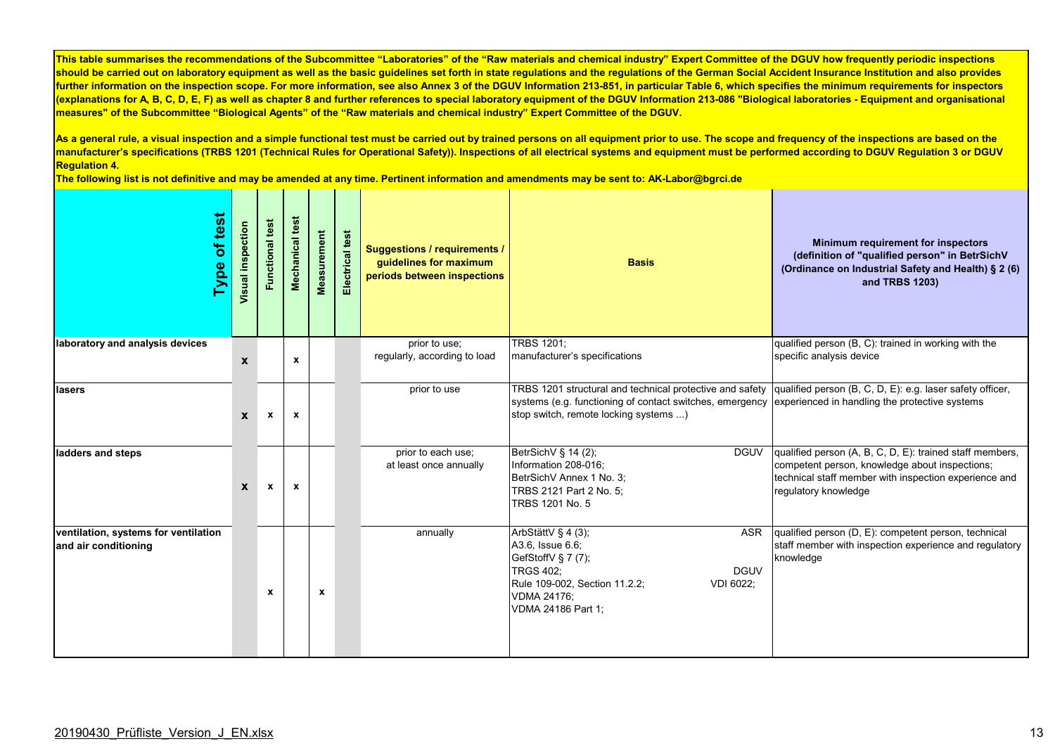**This table summarises the recommendations of the Subcommittee "Laboratories" of the "Raw materials and chemical industry" Expert Committee of the DGUV how frequently periodic inspections should be carried out on laboratory equipment as well as the basic guidelines set forth in state regulations and the regulations of the German Social Accident Insurance Institution and also provides further information on the inspection scope. For more information, see also Annex 3 of the DGUV Information 213-851, in particular Table 6, which specifies the minimum requirements for inspectors (explanations for A, B, C, D, E, F) as well as chapter 8 and further references to special laboratory equipment of the DGUV Information 213-086 "Biological laboratories - Equipment and organisational measures" of the Subcommittee "Biological Agents" of the "Raw materials and chemical industry" Expert Committee of the DGUV.**

**As a general rule, a visual inspection and a simple functional test must be carried out by trained persons on all equipment prior to use. The scope and frequency of the inspections are based on the manufacturer's specifications (TRBS 1201 (Technical Rules for Operational Safety)). Inspections of all electrical systems and equipment must be performed according to DGUV Regulation 3 or DGUV Regulation 4.**

**The following list is not definitive and may be amended at any time. Pertinent information and amendments may be sent to: AK-Labor@bgrci.de**

| Type of test | Visual inspection | Functional test | Mechanical test | Measurement | Electrical test | Suggestions / requirements / guidelines for maximum periods between inspections | Basis | Minimum requirement for inspectors (definition of "qualified person" in BetrSichV (Ordinance on Industrial Safety and Health) § 2 (6) and TRBS 1203) |
|---|---|---|---|---|---|---|---|---|
| **laboratory and analysis devices** | x | | x | | | prior to use; regularly, according to load | TRBS 1201; manufacturer's specifications | qualified person (B, C): trained in working with the specific analysis device |
| **lasers** | x | x | x | | | prior to use | TRBS 1201 structural and technical protective and safety systems (e.g. functioning of contact switches, emergency stop switch, remote locking systems ...) | qualified person (B, C, D, E): e.g. laser safety officer, experienced in handling the protective systems |
| **ladders and steps** | x | x | x | | | prior to each use; at least once annually | BetrSichV § 14 (2); DGUV Information 208-016; BetrSichV Annex 1 No. 3; TRBS 2121 Part 2 No. 5; TRBS 1201 No. 5 | qualified person (A, B, C, D, E): trained staff members, competent person, knowledge about inspections; technical staff member with inspection experience and regulatory knowledge |
| **ventilation, systems for ventilation and air conditioning** | | x | | x | | annually | ArbStättV § 4 (3); ASR A3.6, Issue 6.6; GefStoffV § 7 (7); TRGS 402; DGUV Rule 109-002, Section 11.2.2; VDI 6022; VDMA 24176; VDMA 24186 Part 1; | qualified person (D, E): competent person, technical staff member with inspection experience and regulatory knowledge |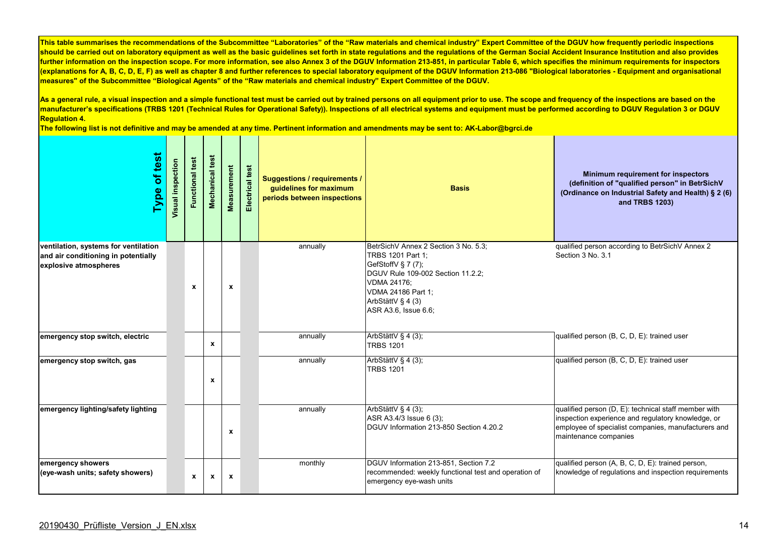**This table summarises the recommendations of the Subcommittee "Laboratories" of the "Raw materials and chemical industry" Expert Committee of the DGUV how frequently periodic inspections should be carried out on laboratory equipment as well as the basic guidelines set forth in state regulations and the regulations of the German Social Accident Insurance Institution and also provides further information on the inspection scope. For more information, see also Annex 3 of the DGUV Information 213-851, in particular Table 6, which specifies the minimum requirements for inspectors (explanations for A, B, C, D, E, F) as well as chapter 8 and further references to special laboratory equipment of the DGUV Information 213-086 "Biological laboratories - Equipment and organisational measures" of the Subcommittee "Biological Agents" of the "Raw materials and chemical industry" Expert Committee of the DGUV.**

**As a general rule, a visual inspection and a simple functional test must be carried out by trained persons on all equipment prior to use. The scope and frequency of the inspections are based on the manufacturer's specifications (TRBS 1201 (Technical Rules for Operational Safety)). Inspections of all electrical systems and equipment must be performed according to DGUV Regulation 3 or DGUV Regulation 4.**

**The following list is not definitive and may be amended at any time. Pertinent information and amendments may be sent to: AK-Labor@bgrci.de**

| Type of test | Visual inspection | Functional test | Mechanical test | Measurement | Electrical test | Suggestions / requirements / guidelines for maximum periods between inspections | Basis | Minimum requirement for inspectors (definition of "qualified person" in BetrSichV (Ordinance on Industrial Safety and Health) § 2 (6) and TRBS 1203) |
|---|---|---|---|---|---|---|---|---|
| **ventilation, systems for ventilation and air conditioning in potentially explosive atmospheres** | | x | | x | | annually | BetrSichV Annex 2 Section 3 No. 5.3;<br>TRBS 1201 Part 1;<br>GefStoffV § 7 (7);<br>DGUV Rule 109-002 Section 11.2.2;<br>VDMA 24176;<br>VDMA 24186 Part 1;<br>ArbStättV § 4 (3)<br>ASR A3.6, Issue 6.6; | qualified person according to BetrSichV Annex 2 Section 3 No. 3.1 |
| **emergency stop switch, electric** | | | x | | | annually | ArbStättV § 4 (3);<br>TRBS 1201 | qualified person (B, C, D, E): trained user |
| **emergency stop switch, gas** | | | x | | | annually | ArbStättV § 4 (3);<br>TRBS 1201 | qualified person (B, C, D, E): trained user |
| **emergency lighting/safety lighting** | | | | x | | annually | ArbStättV § 4 (3);<br>ASR A3.4/3 Issue 6 (3);<br>DGUV Information 213-850 Section 4.20.2 | qualified person (D, E): technical staff member with inspection experience and regulatory knowledge, or employee of specialist companies, manufacturers and maintenance companies |
| **emergency showers (eye-wash units; safety showers)** | | x | x | x | | monthly | DGUV Information 213-851, Section 7.2<br>recommended: weekly functional test and operation of emergency eye-wash units | qualified person (A, B, C, D, E): trained person, knowledge of regulations and inspection requirements |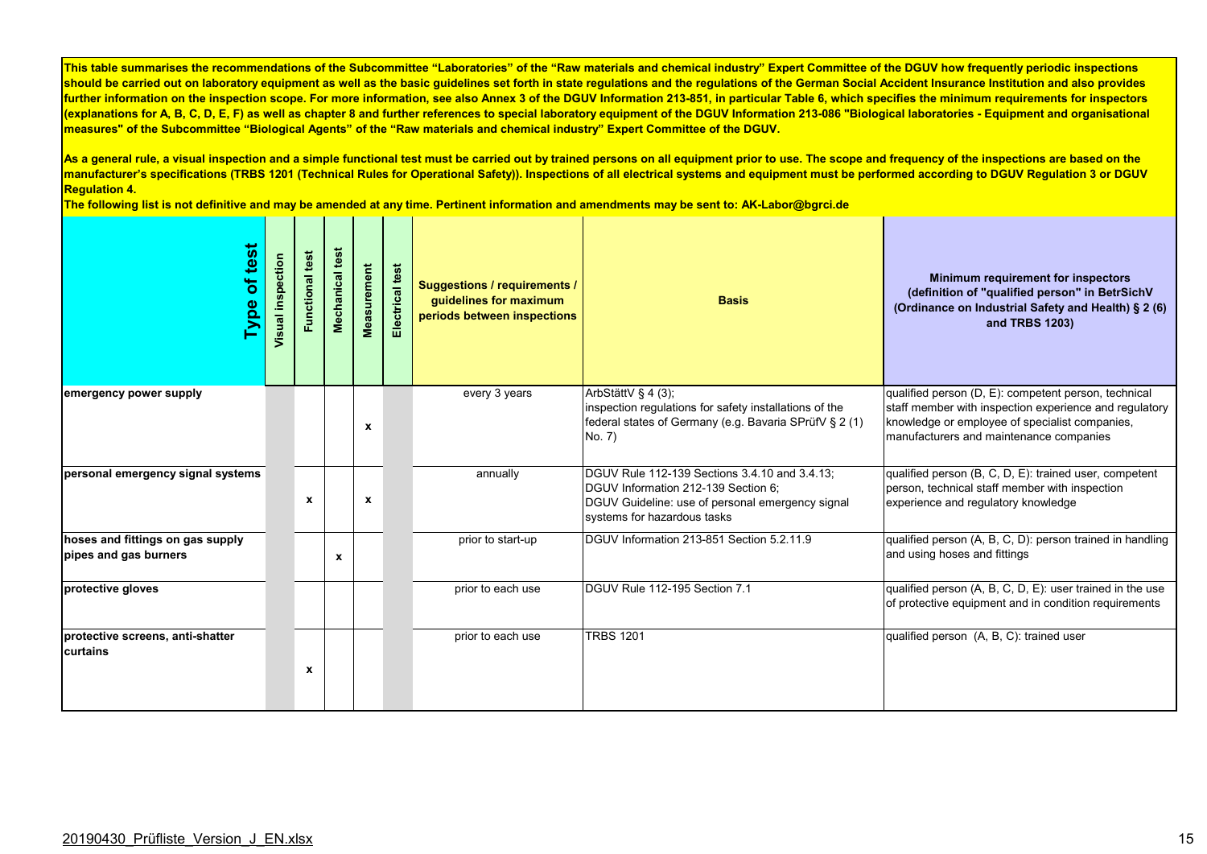**This table summarises the recommendations of the Subcommittee "Laboratories" of the "Raw materials and chemical industry" Expert Committee of the DGUV how frequently periodic inspections should be carried out on laboratory equipment as well as the basic guidelines set forth in state regulations and the regulations of the German Social Accident Insurance Institution and also provides further information on the inspection scope. For more information, see also Annex 3 of the DGUV Information 213-851, in particular Table 6, which specifies the minimum requirements for inspectors (explanations for A, B, C, D, E, F) as well as chapter 8 and further references to special laboratory equipment of the DGUV Information 213-086 "Biological laboratories - Equipment and organisational measures" of the Subcommittee "Biological Agents" of the "Raw materials and chemical industry" Expert Committee of the DGUV.**

**As a general rule, a visual inspection and a simple functional test must be carried out by trained persons on all equipment prior to use. The scope and frequency of the inspections are based on the manufacturer's specifications (TRBS 1201 (Technical Rules for Operational Safety)). Inspections of all electrical systems and equipment must be performed according to DGUV Regulation 3 or DGUV Regulation 4.**

**The following list is not definitive and may be amended at any time. Pertinent information and amendments may be sent to: AK-Labor@bgrci.de**

| Type of test | Visual inspection | Functional test | Mechanical test | Measurement | Electrical test | Suggestions / requirements / guidelines for maximum periods between inspections | Basis | Minimum requirement for inspectors (definition of "qualified person" in BetrSichV (Ordinance on Industrial Safety and Health) § 2 (6) and TRBS 1203) |
|---|---|---|---|---|---|---|---|---|
| **emergency power supply** | | | | x | | every 3 years | ArbStättV § 4 (3); inspection regulations for safety installations of the federal states of Germany (e.g. Bavaria SPrüfV § 2 (1) No. 7) | qualified person (D, E): competent person, technical staff member with inspection experience and regulatory knowledge or employee of specialist companies, manufacturers and maintenance companies |
| **personal emergency signal systems** | | x | | x | | annually | DGUV Rule 112-139 Sections 3.4.10 and 3.4.13; DGUV Information 212-139 Section 6; DGUV Guideline: use of personal emergency signal systems for hazardous tasks | qualified person (B, C, D, E): trained user, competent person, technical staff member with inspection experience and regulatory knowledge |
| **hoses and fittings on gas supply pipes and gas burners** | | | x | | | prior to start-up | DGUV Information 213-851 Section 5.2.11.9 | qualified person (A, B, C, D): person trained in handling and using hoses and fittings |
| **protective gloves** | | | | | | prior to each use | DGUV Rule 112-195 Section 7.1 | qualified person (A, B, C, D, E): user trained in the use of protective equipment and in condition requirements |
| **protective screens, anti-shatter curtains** | | x | | | | prior to each use | TRBS 1201 | qualified person (A, B, C): trained user |

20190430_Prüfliste_Version_J_EN.xlsx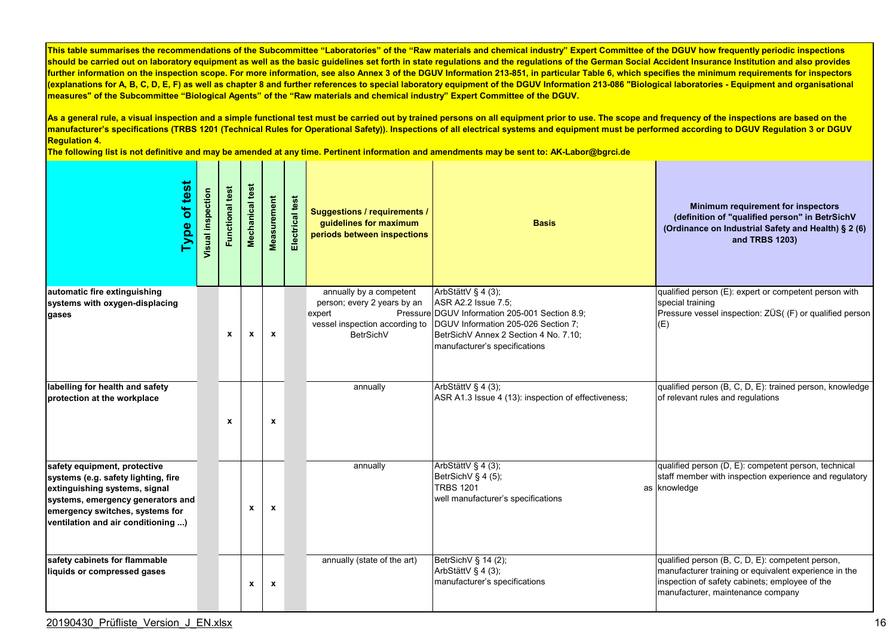This table summarises the recommendations of the Subcommittee "Laboratories" of the "Raw materials and chemical industry" Expert Committee of the DGUV how frequently periodic inspections should be carried out on laboratory equipment as well as the basic guidelines set forth in state regulations and the regulations of the German Social Accident Insurance Institution and also provides further information on the inspection scope. For more information, see also Annex 3 of the DGUV Information 213-851, in particular Table 6, which specifies the minimum requirements for inspectors (explanations for A, B, C, D, E, F) as well as chapter 8 and further references to special laboratory equipment of the DGUV Information 213-086 "Biological laboratories - Equipment and organisational measures" of the Subcommittee "Biological Agents" of the "Raw materials and chemical industry" Expert Committee of the DGUV.

As a general rule, a visual inspection and a simple functional test must be carried out by trained persons on all equipment prior to use. The scope and frequency of the inspections are based on the manufacturer's specifications (TRBS 1201 (Technical Rules for Operational Safety)). Inspections of all electrical systems and equipment must be performed according to DGUV Regulation 3 or DGUV Regulation 4.

The following list is not definitive and may be amended at any time. Pertinent information and amendments may be sent to: AK-Labor@bgrci.de

| Type of test | Visual inspection | Functional test | Mechanical test | Measurement | Electrical test | Suggestions / requirements / guidelines for maximum periods between inspections | Basis | Minimum requirement for inspectors (definition of "qualified person" in BetrSichV (Ordinance on Industrial Safety and Health) § 2 (6) and TRBS 1203) |
|---|---|---|---|---|---|---|---|---|
| automatic fire extinguishing systems with oxygen-displacing gases | | x | x | x | | annually by a competent person; every 2 years by an expert Pressure vessel inspection according to BetrSichV | ArbStättV § 4 (3); ASR A2.2 Issue 7.5; DGUV Information 205-001 Section 8.9; DGUV Information 205-026 Section 7; BetrSichV Annex 2 Section 4 No. 7.10; manufacturer's specifications | qualified person (E): expert or competent person with special training Pressure vessel inspection: ZÜS( (F) or qualified person (E) |
| labelling for health and safety protection at the workplace | | x | | x | | annually | ArbStättV § 4 (3); ASR A1.3 Issue 4 (13): inspection of effectiveness; | qualified person (B, C, D, E): trained person, knowledge of relevant rules and regulations |
| safety equipment, protective systems (e.g. safety lighting, fire extinguishing systems, signal systems, emergency generators and emergency switches, systems for ventilation and air conditioning ...) | | | x | x | | annually | ArbStättV § 4 (3); BetrSichV § 4 (5); TRBS 1201 as well manufacturer's specifications | qualified person (D, E): competent person, technical staff member with inspection experience and regulatory knowledge |
| safety cabinets for flammable liquids or compressed gases | | | x | x | | annually (state of the art) | BetrSichV § 14 (2); ArbStättV § 4 (3); manufacturer's specifications | qualified person (B, C, D, E): competent person, manufacturer training or equivalent experience in the inspection of safety cabinets; employee of the manufacturer, maintenance company |

20190430_Prüfliste_Version_J_EN.xlsx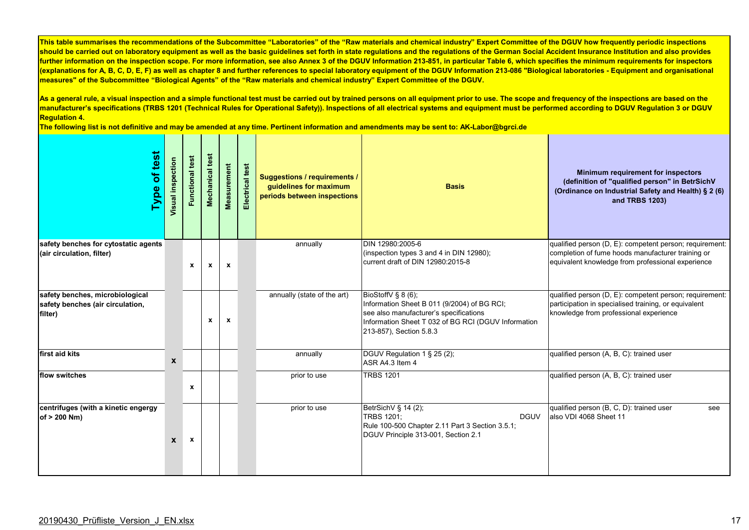**This table summarises the recommendations of the Subcommittee "Laboratories" of the "Raw materials and chemical industry" Expert Committee of the DGUV how frequently periodic inspections should be carried out on laboratory equipment as well as the basic guidelines set forth in state regulations and the regulations of the German Social Accident Insurance Institution and also provides further information on the inspection scope. For more information, see also Annex 3 of the DGUV Information 213-851, in particular Table 6, which specifies the minimum requirements for inspectors (explanations for A, B, C, D, E, F) as well as chapter 8 and further references to special laboratory equipment of the DGUV Information 213-086 "Biological laboratories - Equipment and organisational measures" of the Subcommittee "Biological Agents" of the "Raw materials and chemical industry" Expert Committee of the DGUV.**

**As a general rule, a visual inspection and a simple functional test must be carried out by trained persons on all equipment prior to use. The scope and frequency of the inspections are based on the manufacturer's specifications (TRBS 1201 (Technical Rules for Operational Safety)). Inspections of all electrical systems and equipment must be performed according to DGUV Regulation 3 or DGUV Regulation 4.**

**The following list is not definitive and may be amended at any time. Pertinent information and amendments may be sent to: AK-Labor@bgrci.de**

| Type of test | Visual inspection | Functional test | Mechanical test | Measurement | Electrical test | Suggestions / requirements / guidelines for maximum periods between inspections | Basis | Minimum requirement for inspectors (definition of "qualified person" in BetrSichV (Ordinance on Industrial Safety and Health) § 2 (6) and TRBS 1203) |
|---|---|---|---|---|---|---|---|---|
| **safety benches for cytostatic agents (air circulation, filter)** | | x | x | x | | annually | DIN 12980:2005-6<br>(inspection types 3 and 4 in DIN 12980);<br>current draft of DIN 12980:2015-8 | qualified person (D, E): competent person; requirement: completion of fume hoods manufacturer training or equivalent knowledge from professional experience |
| **safety benches, microbiological safety benches (air circulation, filter)** | | | x | x | | annually (state of the art) | BioStoffV § 8 (6);<br>Information Sheet B 011 (9/2004) of BG RCI;<br>see also manufacturer's specifications<br>Information Sheet T 032 of BG RCI (DGUV Information 213-857), Section 5.8.3 | qualified person (D, E): competent person; requirement: participation in specialised training, or equivalent knowledge from professional experience |
| **first aid kits** | x | | | | | annually | DGUV Regulation 1 § 25 (2);<br>ASR A4.3 Item 4 | qualified person (A, B, C): trained user |
| **flow switches** | | x | | | | prior to use | TRBS 1201 | qualified person (A, B, C): trained user |
| **centrifuges (with a kinetic engergy of > 200 Nm)** | x | x | | | | prior to use | BetrSichV § 14 (2);<br>TRBS 1201; DGUV Rule 100-500 Chapter 2.11 Part 3 Section 3.5.1;<br>DGUV Principle 313-001, Section 2.1 | qualified person (B, C, D): trained user see also VDI 4068 Sheet 11 |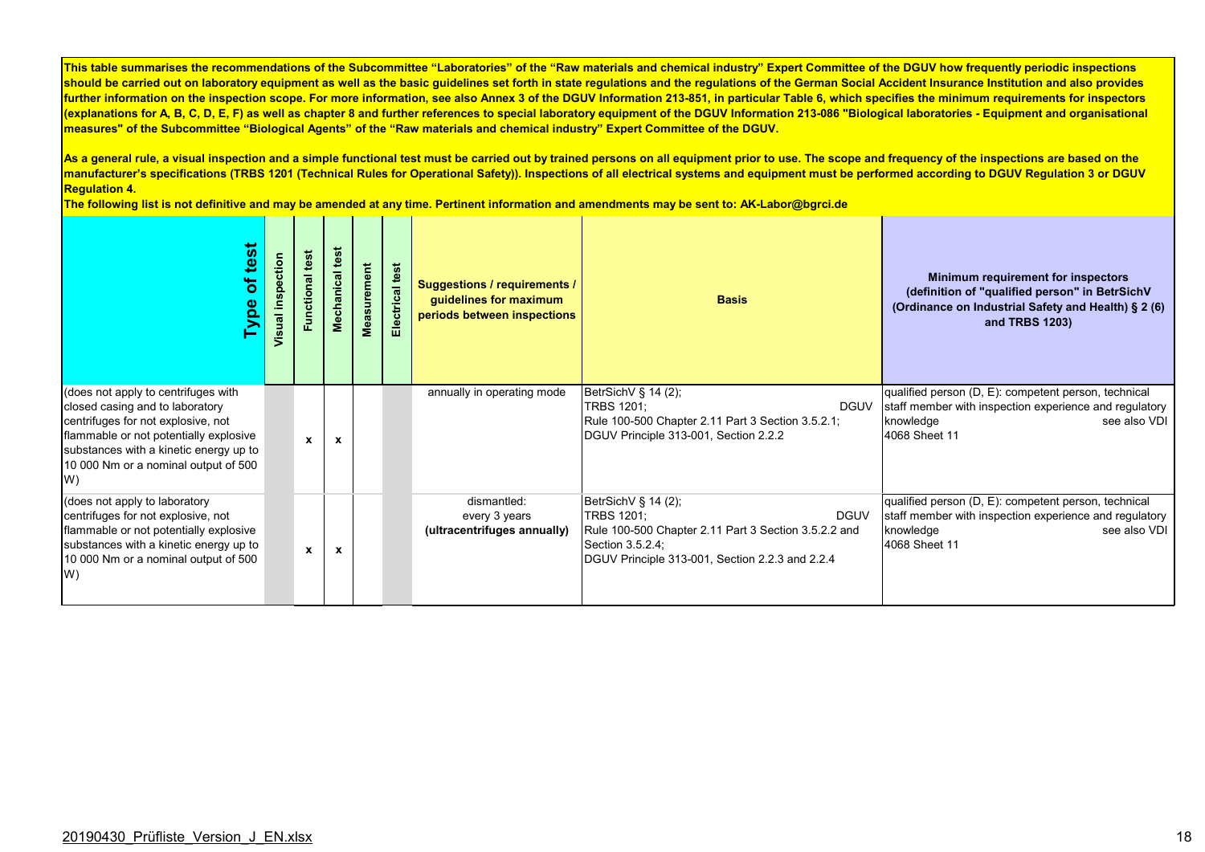This table summarises the recommendations of the Subcommittee "Laboratories" of the "Raw materials and chemical industry" Expert Committee of the DGUV how frequently periodic inspections should be carried out on laboratory equipment as well as the basic guidelines set forth in state regulations and the regulations of the German Social Accident Insurance Institution and also provides further information on the inspection scope. For more information, see also Annex 3 of the DGUV Information 213-851, in particular Table 6, which specifies the minimum requirements for inspectors (explanations for A, B, C, D, E, F) as well as chapter 8 and further references to special laboratory equipment of the DGUV Information 213-086 "Biological laboratories - Equipment and organisational measures" of the Subcommittee "Biological Agents" of the "Raw materials and chemical industry" Expert Committee of the DGUV.

As a general rule, a visual inspection and a simple functional test must be carried out by trained persons on all equipment prior to use. The scope and frequency of the inspections are based on the manufacturer's specifications (TRBS 1201 (Technical Rules for Operational Safety)). Inspections of all electrical systems and equipment must be performed according to DGUV Regulation 3 or DGUV Regulation 4.

The following list is not definitive and may be amended at any time. Pertinent information and amendments may be sent to: AK-Labor@bgrci.de

| Type of test | Visual inspection | Functional test | Mechanical test | Measurement | Electrical test | Suggestions / requirements / guidelines for maximum periods between inspections | Basis | Minimum requirement for inspectors (definition of "qualified person" in BetrSichV (Ordinance on Industrial Safety and Health) § 2 (6) and TRBS 1203) |
|---|---|---|---|---|---|---|---|---|
| (does not apply to centrifuges with closed casing and to laboratory centrifuges for not explosive, not flammable or not potentially explosive substances with a kinetic energy up to 10 000 Nm or a nominal output of 500 W) | | x | x | | | annually in operating mode | BetrSichV § 14 (2); TRBS 1201; DGUV Rule 100-500 Chapter 2.11 Part 3 Section 3.5.2.1; DGUV Principle 313-001, Section 2.2.2 | qualified person (D, E): competent person, technical staff member with inspection experience and regulatory knowledge see also VDI 4068 Sheet 11 |
| (does not apply to laboratory centrifuges for not explosive, not flammable or not potentially explosive substances with a kinetic energy up to 10 000 Nm or a nominal output of 500 W) | | x | x | | | dismantled: every 3 years **(ultracentrifuges annually)** | BetrSichV § 14 (2); TRBS 1201; DGUV Rule 100-500 Chapter 2.11 Part 3 Section 3.5.2.2 and Section 3.5.2.4; DGUV Principle 313-001, Section 2.2.3 and 2.2.4 | qualified person (D, E): competent person, technical staff member with inspection experience and regulatory knowledge see also VDI 4068 Sheet 11 |

20190430_Prüfliste_Version_J_EN.xlsx